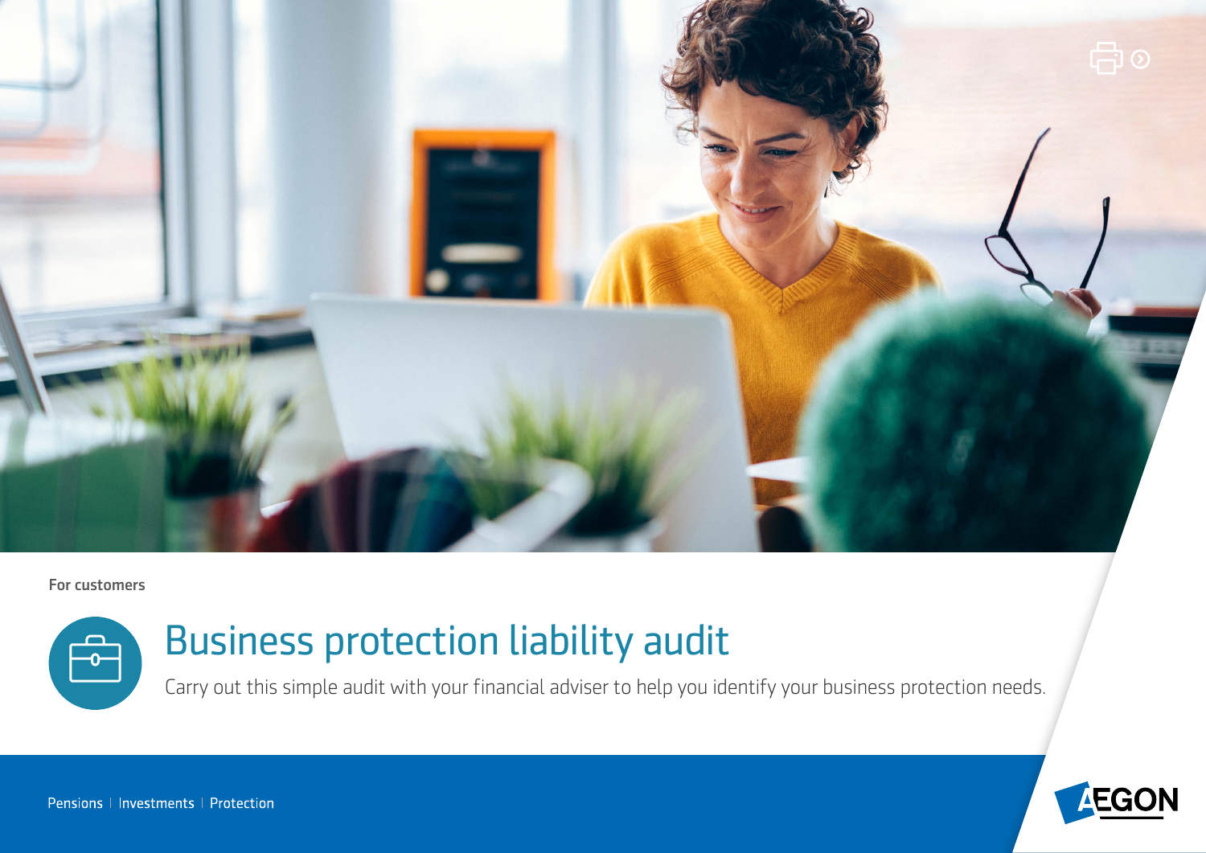For customers

# Business protection liability audit

Carry out this simple audit with your financial adviser to help you identify your business protection needs.

Pensions | Investments | Protection

AEGON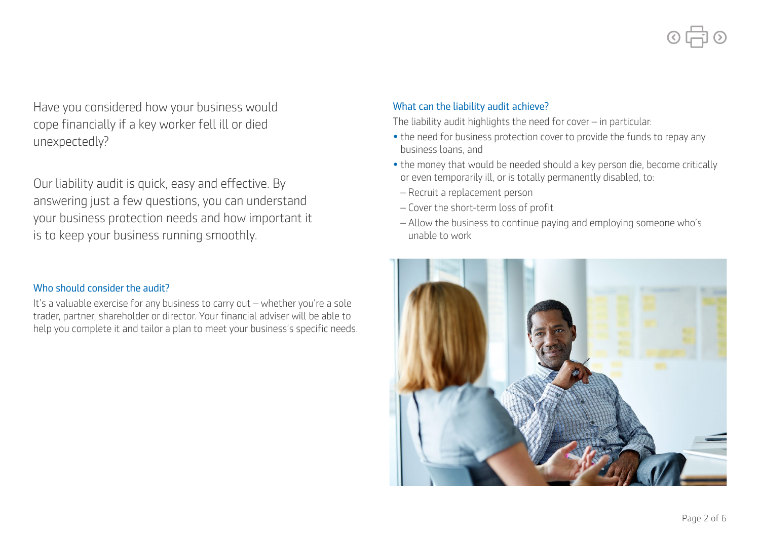Have you considered how your business would cope financially if a key worker fell ill or died unexpectedly?

Our liability audit is quick, easy and effective. By answering just a few questions, you can understand your business protection needs and how important it is to keep your business running smoothly.

### Who should consider the audit?

It's a valuable exercise for any business to carry out – whether you're a sole trader, partner, shareholder or director. Your financial adviser will be able to help you complete it and tailor a plan to meet your business's specific needs.

### What can the liability audit achieve?

The liability audit highlights the need for cover – in particular:

- the need for business protection cover to provide the funds to repay any business loans, and
- the money that would be needed should a key person die, become critically or even temporarily ill, or is totally permanently disabled, to:
  - Recruit a replacement person
  - Cover the short-term loss of profit
  - Allow the business to continue paying and employing someone who's unable to work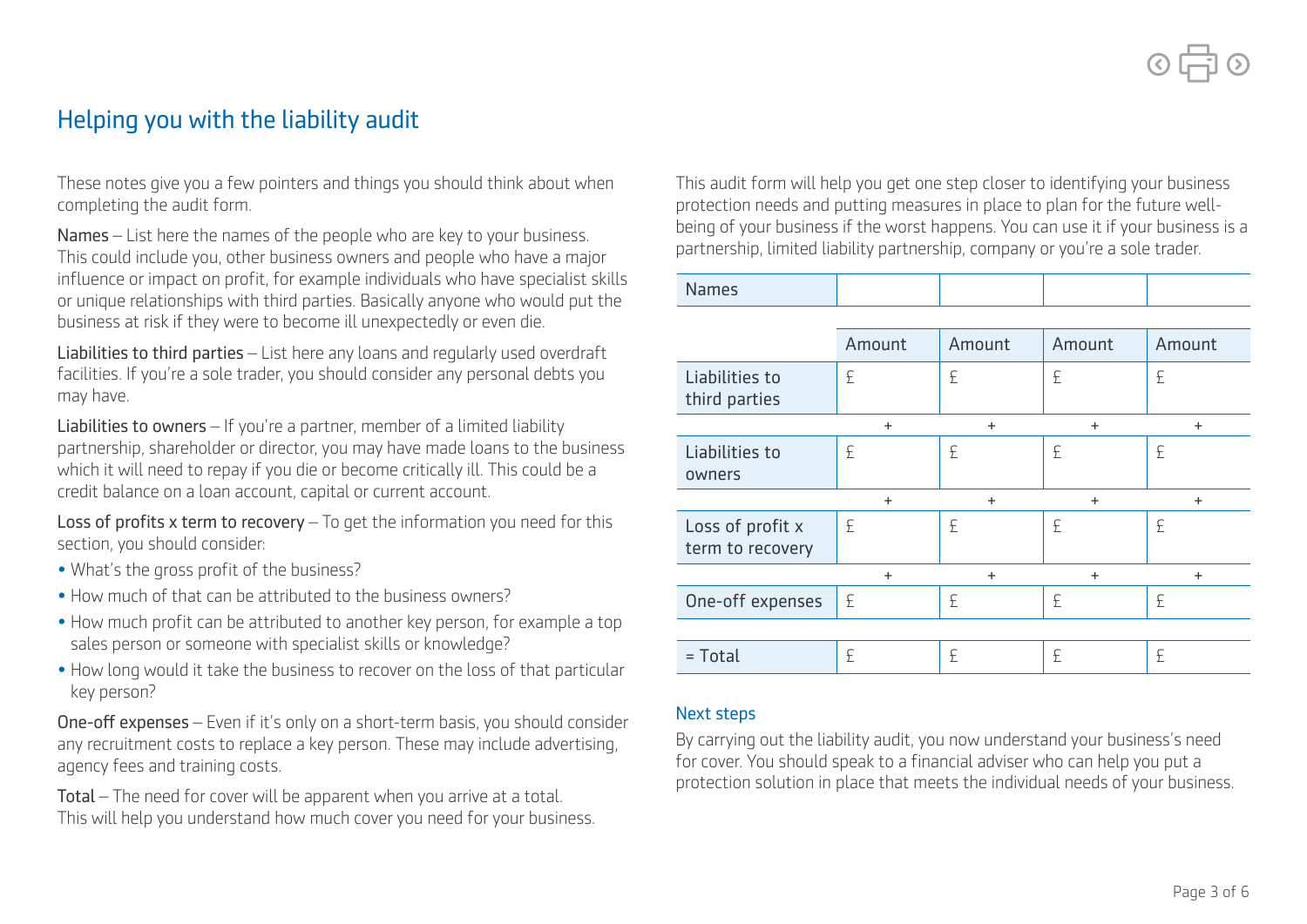## Helping you with the liability audit

These notes give you a few pointers and things you should think about when completing the audit form.

Names – List here the names of the people who are key to your business. This could include you, other business owners and people who have a major influence or impact on profit, for example individuals who have specialist skills or unique relationships with third parties. Basically anyone who would put the business at risk if they were to become ill unexpectedly or even die.

Liabilities to third parties – List here any loans and regularly used overdraft facilities. If you're a sole trader, you should consider any personal debts you may have.

Liabilities to owners – If you're a partner, member of a limited liability partnership, shareholder or director, you may have made loans to the business which it will need to repay if you die or become critically ill. This could be a credit balance on a loan account, capital or current account.

Loss of profits x term to recovery – To get the information you need for this section, you should consider:

- What's the gross profit of the business?
- How much of that can be attributed to the business owners?
- How much profit can be attributed to another key person, for example a top sales person or someone with specialist skills or knowledge?
- How long would it take the business to recover on the loss of that particular key person?

One-off expenses – Even if it's only on a short-term basis, you should consider any recruitment costs to replace a key person. These may include advertising, agency fees and training costs.

Total – The need for cover will be apparent when you arrive at a total. This will help you understand how much cover you need for your business.

This audit form will help you get one step closer to identifying your business protection needs and putting measures in place to plan for the future well-being of your business if the worst happens. You can use it if your business is a partnership, limited liability partnership, company or you're a sole trader.

| Names | | | | |
|---|---|---|---|---|
| | Amount | Amount | Amount | Amount |
| Liabilities to third parties | £ | £ | £ | £ |
| | + | + | + | + |
| Liabilities to owners | £ | £ | £ | £ |
| | + | + | + | + |
| Loss of profit x term to recovery | £ | £ | £ | £ |
| | + | + | + | + |
| One-off expenses | £ | £ | £ | £ |
| = Total | £ | £ | £ | £ |

### Next steps

By carrying out the liability audit, you now understand your business's need for cover. You should speak to a financial adviser who can help you put a protection solution in place that meets the individual needs of your business.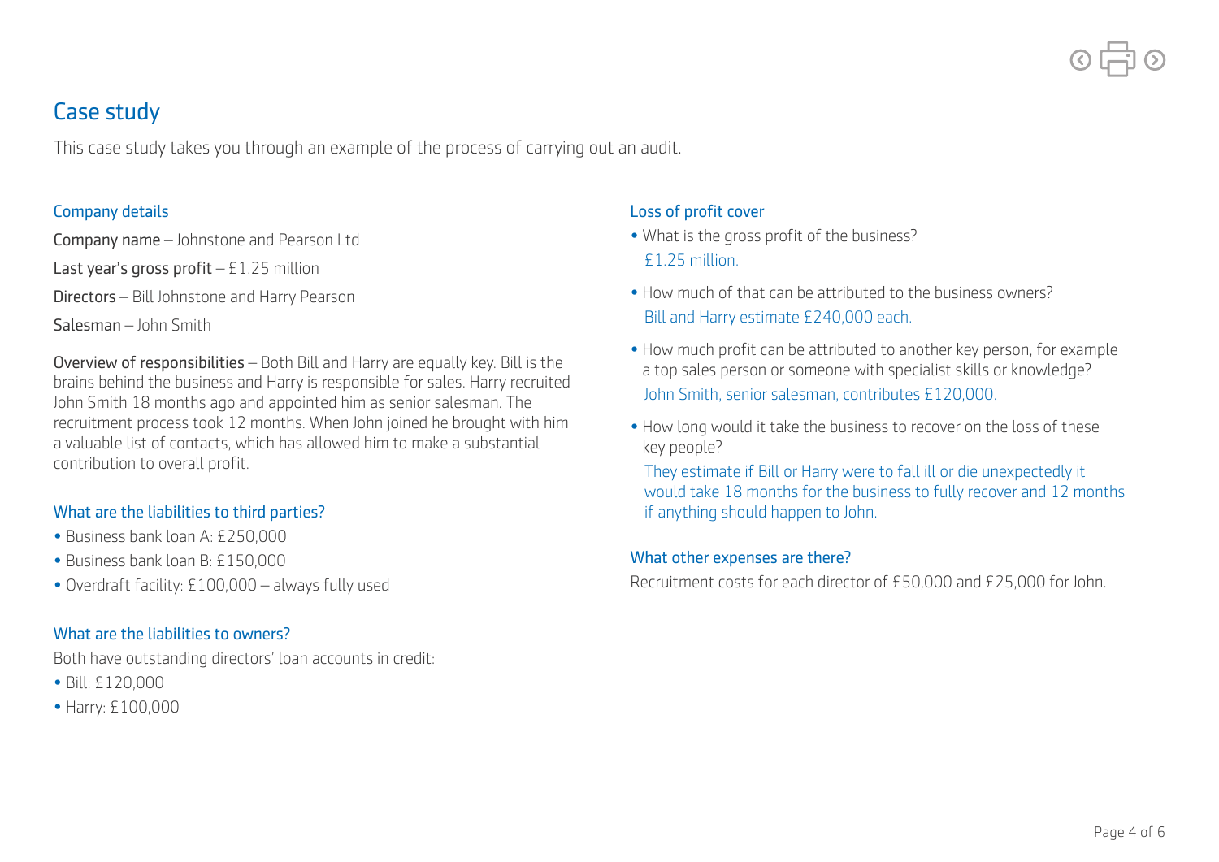# Case study

This case study takes you through an example of the process of carrying out an audit.

## Company details

**Company name** – Johnstone and Pearson Ltd

**Last year's gross profit** – £1.25 million

**Directors** – Bill Johnstone and Harry Pearson

**Salesman** – John Smith

**Overview of responsibilities** – Both Bill and Harry are equally key. Bill is the brains behind the business and Harry is responsible for sales. Harry recruited John Smith 18 months ago and appointed him as senior salesman. The recruitment process took 12 months. When John joined he brought with him a valuable list of contacts, which has allowed him to make a substantial contribution to overall profit.

## What are the liabilities to third parties?

- Business bank loan A: £250,000
- Business bank loan B: £150,000
- Overdraft facility: £100,000 – always fully used

## What are the liabilities to owners?

Both have outstanding directors' loan accounts in credit:

- Bill: £120,000
- Harry: £100,000

## Loss of profit cover

- What is the gross profit of the business?
  £1.25 million.
- How much of that can be attributed to the business owners?
  Bill and Harry estimate £240,000 each.
- How much profit can be attributed to another key person, for example a top sales person or someone with specialist skills or knowledge?
  John Smith, senior salesman, contributes £120,000.
- How long would it take the business to recover on the loss of these key people?
  They estimate if Bill or Harry were to fall ill or die unexpectedly it would take 18 months for the business to fully recover and 12 months if anything should happen to John.

## What other expenses are there?

Recruitment costs for each director of £50,000 and £25,000 for John.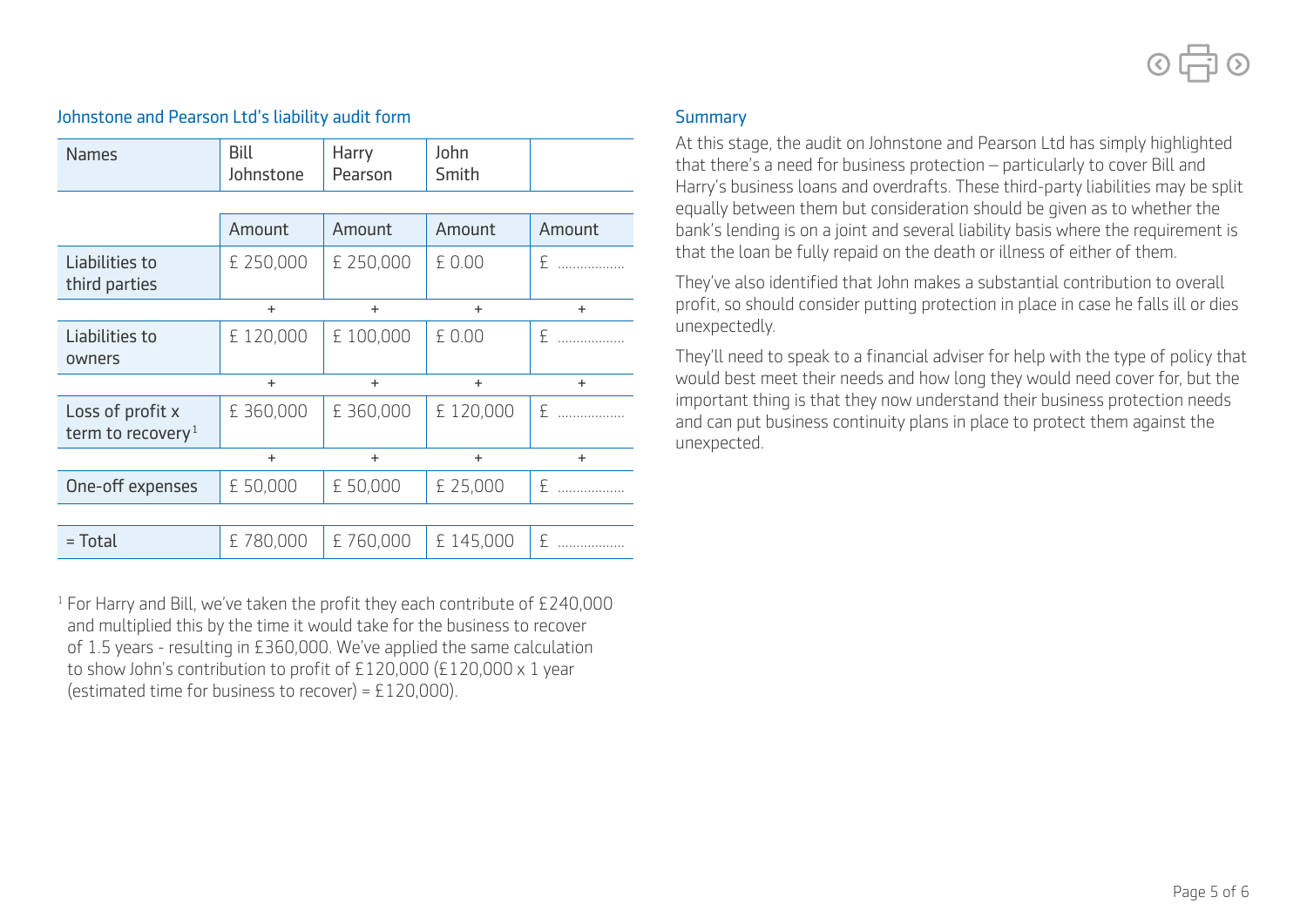### Johnstone and Pearson Ltd's liability audit form

| Names | Bill Johnstone | Harry Pearson | John Smith | |
|---|---|---|---|---|
| | Amount | Amount | Amount | Amount |
| Liabilities to third parties | £ 250,000 | £ 250,000 | £ 0.00 | £ .................. |
| | + | + | + | + |
| Liabilities to owners | £ 120,000 | £ 100,000 | £ 0.00 | £ .................. |
| | + | + | + | + |
| Loss of profit x term to recovery[1] | £ 360,000 | £ 360,000 | £ 120,000 | £ .................. |
| | + | + | + | + |
| One-off expenses | £ 50,000 | £ 50,000 | £ 25,000 | £ .................. |
| = Total | £ 780,000 | £ 760,000 | £ 145,000 | £ .................. |

[1] For Harry and Bill, we've taken the profit they each contribute of £240,000 and multiplied this by the time it would take for the business to recover of 1.5 years - resulting in £360,000. We've applied the same calculation to show John's contribution to profit of £120,000 (£120,000 x 1 year (estimated time for business to recover) = £120,000).

### Summary

At this stage, the audit on Johnstone and Pearson Ltd has simply highlighted that there's a need for business protection – particularly to cover Bill and Harry's business loans and overdrafts. These third-party liabilities may be split equally between them but consideration should be given as to whether the bank's lending is on a joint and several liability basis where the requirement is that the loan be fully repaid on the death or illness of either of them.

They've also identified that John makes a substantial contribution to overall profit, so should consider putting protection in place in case he falls ill or dies unexpectedly.

They'll need to speak to a financial adviser for help with the type of policy that would best meet their needs and how long they would need cover for, but the important thing is that they now understand their business protection needs and can put business continuity plans in place to protect them against the unexpected.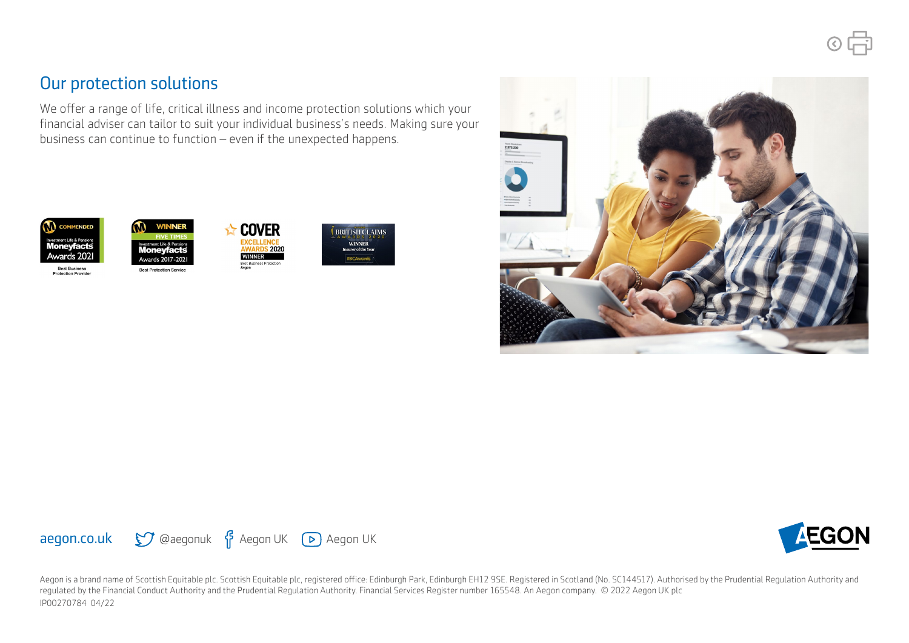## Our protection solutions

We offer a range of life, critical illness and income protection solutions which your financial adviser can tailor to suit your individual business's needs. Making sure your business can continue to function – even if the unexpected happens.

aegon.co.uk @aegonuk Aegon UK Aegon UK

Aegon is a brand name of Scottish Equitable plc. Scottish Equitable plc, registered office: Edinburgh Park, Edinburgh EH12 9SE. Registered in Scotland (No. SC144517). Authorised by the Prudential Regulation Authority and regulated by the Financial Conduct Authority and the Prudential Regulation Authority. Financial Services Register number 165548. An Aegon company. © 2022 Aegon UK plc
IP00270784 04/22